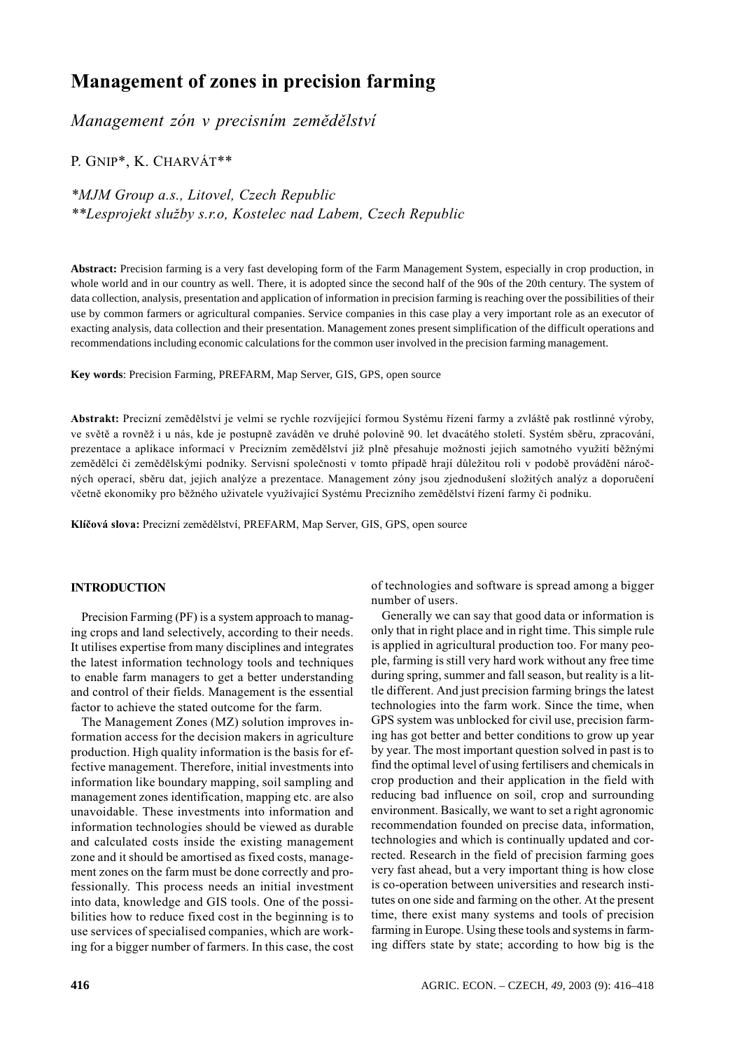# Management of zones in precision farming

*Management zón v precisním zemědělství*

P. Gnip*, K. Charvát**

*\*MJM Group a.s., Litovel, Czech Republic*
*\*\*Lesprojekt služby s.r.o, Kostelec nad Labem, Czech Republic*

**Abstract:** Precision farming is a very fast developing form of the Farm Management System, especially in crop production, in whole world and in our country as well. There, it is adopted since the second half of the 90s of the 20th century. The system of data collection, analysis, presentation and application of information in precision farming is reaching over the possibilities of their use by common farmers or agricultural companies. Service companies in this case play a very important role as an executor of exacting analysis, data collection and their presentation. Management zones present simplification of the difficult operations and recommendations including economic calculations for the common user involved in the precision farming management.

**Key words**: Precision Farming, PREFARM, Map Server, GIS, GPS, open source

**Abstrakt:** Precizní zemědělství je velmi se rychle rozvíjející formou Systému řízení farmy a zvláště pak rostlinné výroby, ve světě a rovněž i u nás, kde je postupně zaváděn ve druhé polovině 90. let dvacátého století. Systém sběru, zpracování, prezentace a aplikace informací v Precizním zemědělství již plně přesahuje možnosti jejich samotného využití běžnými zemědělci či zemědělskými podniky. Servisní společnosti v tomto případě hrají důležitou roli v podobě provádění náročných operací, sběru dat, jejich analýze a prezentace. Management zóny jsou zjednodušení složitých analýz a doporučení včetně ekonomiky pro běžného uživatele využívající Systému Precizního zemědělství řízení farmy či podniku.

**Klíčová slova:** Precizní zemědělství, PREFARM, Map Server, GIS, GPS, open source

## INTRODUCTION

Precision Farming (PF) is a system approach to managing crops and land selectively, according to their needs. It utilises expertise from many disciplines and integrates the latest information technology tools and techniques to enable farm managers to get a better understanding and control of their fields. Management is the essential factor to achieve the stated outcome for the farm.

The Management Zones (MZ) solution improves information access for the decision makers in agriculture production. High quality information is the basis for effective management. Therefore, initial investments into information like boundary mapping, soil sampling and management zones identification, mapping etc. are also unavoidable. These investments into information and information technologies should be viewed as durable and calculated costs inside the existing management zone and it should be amortised as fixed costs, management zones on the farm must be done correctly and professionally. This process needs an initial investment into data, knowledge and GIS tools. One of the possibilities how to reduce fixed cost in the beginning is to use services of specialised companies, which are working for a bigger number of farmers. In this case, the cost of technologies and software is spread among a bigger number of users.

Generally we can say that good data or information is only that in right place and in right time. This simple rule is applied in agricultural production too. For many people, farming is still very hard work without any free time during spring, summer and fall season, but reality is a little different. And just precision farming brings the latest technologies into the farm work. Since the time, when GPS system was unblocked for civil use, precision farming has got better and better conditions to grow up year by year. The most important question solved in past is to find the optimal level of using fertilisers and chemicals in crop production and their application in the field with reducing bad influence on soil, crop and surrounding environment. Basically, we want to set a right agronomic recommendation founded on precise data, information, technologies and which is continually updated and corrected. Research in the field of precision farming goes very fast ahead, but a very important thing is how close is co-operation between universities and research institutes on one side and farming on the other. At the present time, there exist many systems and tools of precision farming in Europe. Using these tools and systems in farming differs state by state; according to how big is the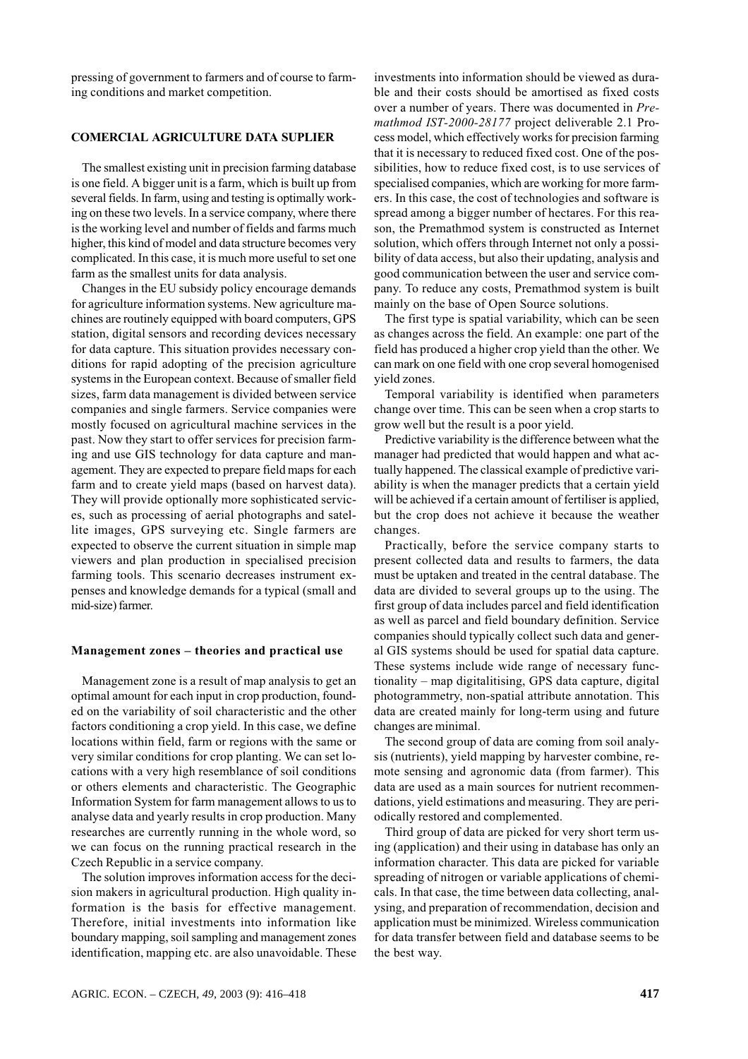pressing of government to farmers and of course to farming conditions and market competition.

## COMERCIAL AGRICULTURE DATA SUPLIER

The smallest existing unit in precision farming database is one field. A bigger unit is a farm, which is built up from several fields. In farm, using and testing is optimally working on these two levels. In a service company, where there is the working level and number of fields and farms much higher, this kind of model and data structure becomes very complicated. In this case, it is much more useful to set one farm as the smallest units for data analysis.

Changes in the EU subsidy policy encourage demands for agriculture information systems. New agriculture machines are routinely equipped with board computers, GPS station, digital sensors and recording devices necessary for data capture. This situation provides necessary conditions for rapid adopting of the precision agriculture systems in the European context. Because of smaller field sizes, farm data management is divided between service companies and single farmers. Service companies were mostly focused on agricultural machine services in the past. Now they start to offer services for precision farming and use GIS technology for data capture and management. They are expected to prepare field maps for each farm and to create yield maps (based on harvest data). They will provide optionally more sophisticated services, such as processing of aerial photographs and satellite images, GPS surveying etc. Single farmers are expected to observe the current situation in simple map viewers and plan production in specialised precision farming tools. This scenario decreases instrument expenses and knowledge demands for a typical (small and mid-size) farmer.

### Management zones – theories and practical use

Management zone is a result of map analysis to get an optimal amount for each input in crop production, founded on the variability of soil characteristic and the other factors conditioning a crop yield. In this case, we define locations within field, farm or regions with the same or very similar conditions for crop planting. We can set locations with a very high resemblance of soil conditions or others elements and characteristic. The Geographic Information System for farm management allows to us to analyse data and yearly results in crop production. Many researches are currently running in the whole word, so we can focus on the running practical research in the Czech Republic in a service company.

The solution improves information access for the decision makers in agricultural production. High quality information is the basis for effective management. Therefore, initial investments into information like boundary mapping, soil sampling and management zones identification, mapping etc. are also unavoidable. These investments into information should be viewed as durable and their costs should be amortised as fixed costs over a number of years. There was documented in *Premathmod IST-2000-28177* project deliverable 2.1 Process model, which effectively works for precision farming that it is necessary to reduced fixed cost. One of the possibilities, how to reduce fixed cost, is to use services of specialised companies, which are working for more farmers. In this case, the cost of technologies and software is spread among a bigger number of hectares. For this reason, the Premathmod system is constructed as Internet solution, which offers through Internet not only a possibility of data access, but also their updating, analysis and good communication between the user and service company. To reduce any costs, Premathmod system is built mainly on the base of Open Source solutions.

The first type is spatial variability, which can be seen as changes across the field. An example: one part of the field has produced a higher crop yield than the other. We can mark on one field with one crop several homogenised yield zones.

Temporal variability is identified when parameters change over time. This can be seen when a crop starts to grow well but the result is a poor yield.

Predictive variability is the difference between what the manager had predicted that would happen and what actually happened. The classical example of predictive variability is when the manager predicts that a certain yield will be achieved if a certain amount of fertiliser is applied, but the crop does not achieve it because the weather changes.

Practically, before the service company starts to present collected data and results to farmers, the data must be uptaken and treated in the central database. The data are divided to several groups up to the using. The first group of data includes parcel and field identification as well as parcel and field boundary definition. Service companies should typically collect such data and general GIS systems should be used for spatial data capture. These systems include wide range of necessary functionality – map digitalitising, GPS data capture, digital photogrammetry, non-spatial attribute annotation. This data are created mainly for long-term using and future changes are minimal.

The second group of data are coming from soil analysis (nutrients), yield mapping by harvester combine, remote sensing and agronomic data (from farmer). This data are used as a main sources for nutrient recommendations, yield estimations and measuring. They are periodically restored and complemented.

Third group of data are picked for very short term using (application) and their using in database has only an information character. This data are picked for variable spreading of nitrogen or variable applications of chemicals. In that case, the time between data collecting, analysing, and preparation of recommendation, decision and application must be minimized. Wireless communication for data transfer between field and database seems to be the best way.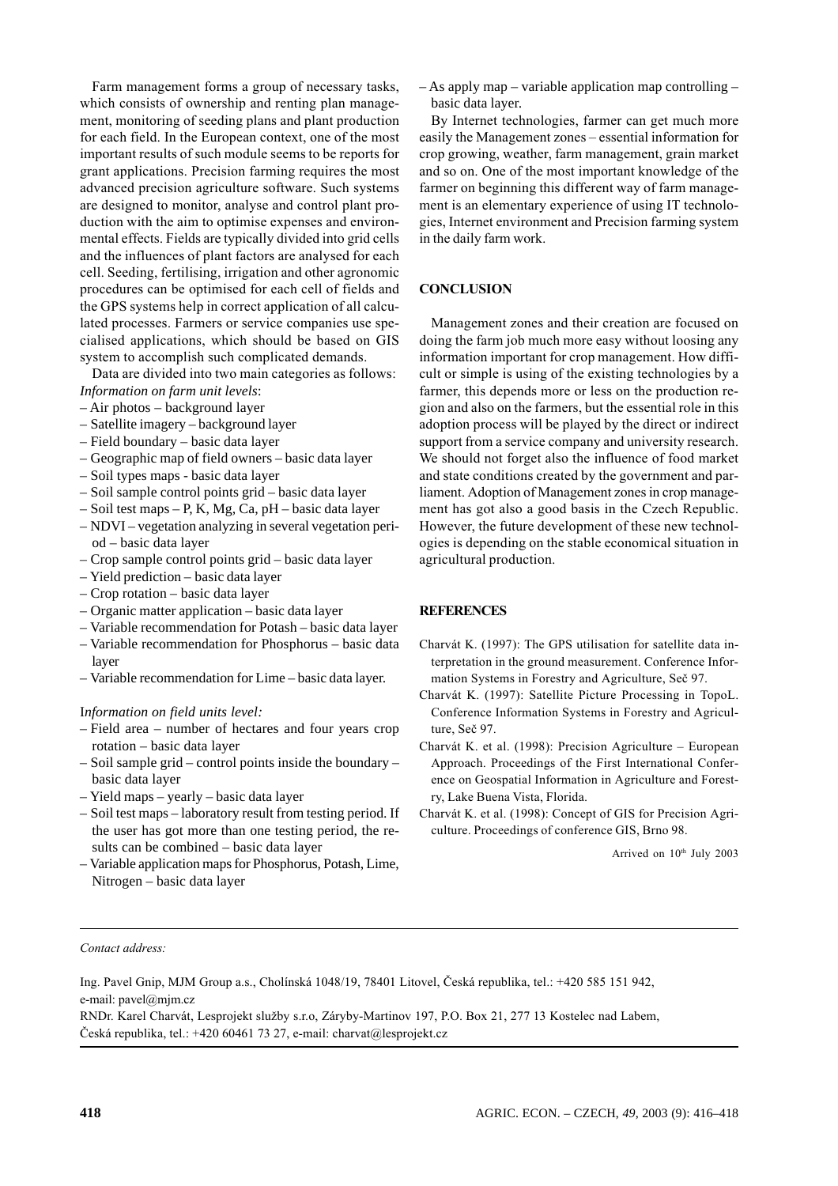Farm management forms a group of necessary tasks, which consists of ownership and renting plan management, monitoring of seeding plans and plant production for each field. In the European context, one of the most important results of such module seems to be reports for grant applications. Precision farming requires the most advanced precision agriculture software. Such systems are designed to monitor, analyse and control plant production with the aim to optimise expenses and environmental effects. Fields are typically divided into grid cells and the influences of plant factors are analysed for each cell. Seeding, fertilising, irrigation and other agronomic procedures can be optimised for each cell of fields and the GPS systems help in correct application of all calculated processes. Farmers or service companies use specialised applications, which should be based on GIS system to accomplish such complicated demands.

Data are divided into two main categories as follows:

*Information on farm unit levels*:

- Air photos – background layer
- Satellite imagery – background layer
- Field boundary – basic data layer
- Geographic map of field owners – basic data layer
- Soil types maps - basic data layer
- Soil sample control points grid – basic data layer
- Soil test maps – P, K, Mg, Ca, pH – basic data layer
- NDVI – vegetation analyzing in several vegetation period – basic data layer
- Crop sample control points grid – basic data layer
- Yield prediction – basic data layer
- Crop rotation – basic data layer
- Organic matter application – basic data layer
- Variable recommendation for Potash – basic data layer
- Variable recommendation for Phosphorus – basic data layer
- Variable recommendation for Lime – basic data layer.

I*nformation on field units level:*

- Field area – number of hectares and four years crop rotation – basic data layer
- Soil sample grid – control points inside the boundary – basic data layer
- Yield maps – yearly – basic data layer
- Soil test maps – laboratory result from testing period. If the user has got more than one testing period, the results can be combined – basic data layer
- Variable application maps for Phosphorus, Potash, Lime, Nitrogen – basic data layer
- As apply map – variable application map controlling – basic data layer.

By Internet technologies, farmer can get much more easily the Management zones – essential information for crop growing, weather, farm management, grain market and so on. One of the most important knowledge of the farmer on beginning this different way of farm management is an elementary experience of using IT technologies, Internet environment and Precision farming system in the daily farm work.

## CONCLUSION

Management zones and their creation are focused on doing the farm job much more easy without loosing any information important for crop management. How difficult or simple is using of the existing technologies by a farmer, this depends more or less on the production region and also on the farmers, but the essential role in this adoption process will be played by the direct or indirect support from a service company and university research. We should not forget also the influence of food market and state conditions created by the government and parliament. Adoption of Management zones in crop management has got also a good basis in the Czech Republic. However, the future development of these new technologies is depending on the stable economical situation in agricultural production.

## REFERENCES

Charvát K. (1997): The GPS utilisation for satellite data interpretation in the ground measurement. Conference Information Systems in Forestry and Agriculture, Seč 97.

Charvát K. (1997): Satellite Picture Processing in TopoL. Conference Information Systems in Forestry and Agriculture, Seč 97.

Charvát K. et al. (1998): Precision Agriculture – European Approach. Proceedings of the First International Conference on Geospatial Information in Agriculture and Forestry, Lake Buena Vista, Florida.

Charvát K. et al. (1998): Concept of GIS for Precision Agriculture. Proceedings of conference GIS, Brno 98.

Arrived on 10th July 2003

*Contact address:*

Ing. Pavel Gnip, MJM Group a.s., Cholínská 1048/19, 78401 Litovel, Česká republika, tel.: +420 585 151 942, e-mail: pavel@mjm.cz

RNDr. Karel Charvát, Lesprojekt služby s.r.o, Záryby-Martinov 197, P.O. Box 21, 277 13 Kostelec nad Labem, Česká republika, tel.: +420 60461 73 27, e-mail: charvat@lesprojekt.cz